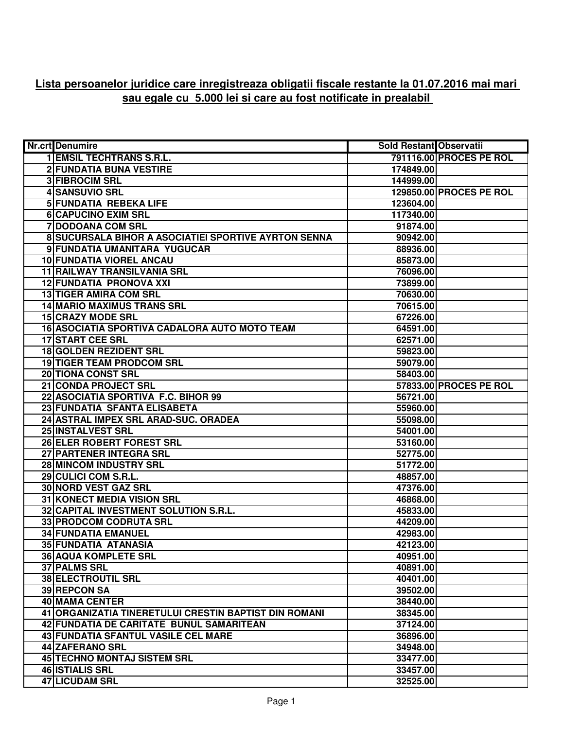**Lista persoanelor juridice care inregistreaza obligatii fiscale restante la 01.07.2016 mai mari sau egale cu 5.000 lei si care au fost notificate in prealabil**

| Nr.crt | Denumire | Sold Restant | Observatii |
|---|---|---|---|
| 1 | EMSIL TECHTRANS S.R.L. | 791116.00 | PROCES PE ROL |
| 2 | FUNDATIA BUNA VESTIRE | 174849.00 | |
| 3 | FIBROCIM SRL | 144999.00 | |
| 4 | SANSUVIO SRL | 129850.00 | PROCES PE ROL |
| 5 | FUNDATIA REBEKA LIFE | 123604.00 | |
| 6 | CAPUCINO EXIM SRL | 117340.00 | |
| 7 | DODOANA COM SRL | 91874.00 | |
| 8 | SUCURSALA BIHOR A ASOCIATIEI SPORTIVE AYRTON SENNA | 90942.00 | |
| 9 | FUNDATIA UMANITARA YUGUCAR | 88936.00 | |
| 10 | FUNDATIA VIOREL ANCAU | 85873.00 | |
| 11 | RAILWAY TRANSILVANIA SRL | 76096.00 | |
| 12 | FUNDATIA PRONOVA XXI | 73899.00 | |
| 13 | TIGER AMIRA COM SRL | 70630.00 | |
| 14 | MARIO MAXIMUS TRANS SRL | 70615.00 | |
| 15 | CRAZY MODE SRL | 67226.00 | |
| 16 | ASOCIATIA SPORTIVA CADALORA AUTO MOTO TEAM | 64591.00 | |
| 17 | START CEE SRL | 62571.00 | |
| 18 | GOLDEN REZIDENT SRL | 59823.00 | |
| 19 | TIGER TEAM PRODCOM SRL | 59079.00 | |
| 20 | TIONA CONST SRL | 58403.00 | |
| 21 | CONDA PROJECT SRL | 57833.00 | PROCES PE ROL |
| 22 | ASOCIATIA SPORTIVA F.C. BIHOR 99 | 56721.00 | |
| 23 | FUNDATIA SFANTA ELISABETA | 55960.00 | |
| 24 | ASTRAL IMPEX SRL ARAD-SUC. ORADEA | 55098.00 | |
| 25 | INSTALVEST SRL | 54001.00 | |
| 26 | ELER ROBERT FOREST SRL | 53160.00 | |
| 27 | PARTENER INTEGRA SRL | 52775.00 | |
| 28 | MINCOM INDUSTRY SRL | 51772.00 | |
| 29 | CULICI COM S.R.L. | 48857.00 | |
| 30 | NORD VEST GAZ SRL | 47376.00 | |
| 31 | KONECT MEDIA VISION SRL | 46868.00 | |
| 32 | CAPITAL INVESTMENT SOLUTION S.R.L. | 45833.00 | |
| 33 | PRODCOM CODRUTA SRL | 44209.00 | |
| 34 | FUNDATIA EMANUEL | 42983.00 | |
| 35 | FUNDATIA ATANASIA | 42123.00 | |
| 36 | AQUA KOMPLETE SRL | 40951.00 | |
| 37 | PALMS SRL | 40891.00 | |
| 38 | ELECTROUTIL SRL | 40401.00 | |
| 39 | REPCON SA | 39502.00 | |
| 40 | MAMA CENTER | 38440.00 | |
| 41 | ORGANIZATIA TINERETULUI CRESTIN BAPTIST DIN ROMANI | 38345.00 | |
| 42 | FUNDATIA DE CARITATE BUNUL SAMARITEAN | 37124.00 | |
| 43 | FUNDATIA SFANTUL VASILE CEL MARE | 36896.00 | |
| 44 | ZAFERANO SRL | 34948.00 | |
| 45 | TECHNO MONTAJ SISTEM SRL | 33477.00 | |
| 46 | ISTIALIS SRL | 33457.00 | |
| 47 | LICUDAM SRL | 32525.00 | |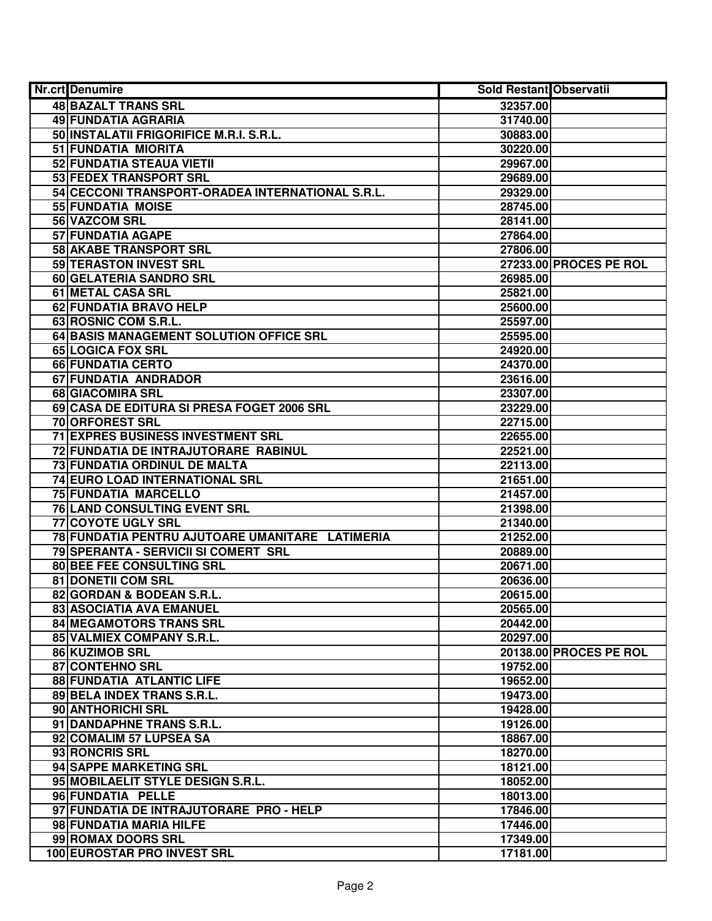| Nr.crt | Denumire | Sold Restant | Observatii |
|---|---|---|---|
| 48 | BAZALT TRANS SRL | 32357.00 | |
| 49 | FUNDATIA AGRARIA | 31740.00 | |
| 50 | INSTALATII FRIGORIFICE M.R.I. S.R.L. | 30883.00 | |
| 51 | FUNDATIA  MIORITA | 30220.00 | |
| 52 | FUNDATIA STEAUA VIETII | 29967.00 | |
| 53 | FEDEX TRANSPORT SRL | 29689.00 | |
| 54 | CECCONI TRANSPORT-ORADEA INTERNATIONAL S.R.L. | 29329.00 | |
| 55 | FUNDATIA  MOISE | 28745.00 | |
| 56 | VAZCOM SRL | 28141.00 | |
| 57 | FUNDATIA AGAPE | 27864.00 | |
| 58 | AKABE TRANSPORT SRL | 27806.00 | |
| 59 | TERASTON INVEST SRL | 27233.00 | PROCES PE ROL |
| 60 | GELATERIA SANDRO SRL | 26985.00 | |
| 61 | METAL CASA SRL | 25821.00 | |
| 62 | FUNDATIA BRAVO HELP | 25600.00 | |
| 63 | ROSNIC COM S.R.L. | 25597.00 | |
| 64 | BASIS MANAGEMENT SOLUTION OFFICE SRL | 25595.00 | |
| 65 | LOGICA FOX SRL | 24920.00 | |
| 66 | FUNDATIA CERTO | 24370.00 | |
| 67 | FUNDATIA  ANDRADOR | 23616.00 | |
| 68 | GIACOMIRA SRL | 23307.00 | |
| 69 | CASA DE EDITURA SI PRESA FOGET 2006 SRL | 23229.00 | |
| 70 | ORFOREST SRL | 22715.00 | |
| 71 | EXPRES BUSINESS INVESTMENT SRL | 22655.00 | |
| 72 | FUNDATIA DE INTRAJUTORARE  RABINUL | 22521.00 | |
| 73 | FUNDATIA ORDINUL DE MALTA | 22113.00 | |
| 74 | EURO LOAD INTERNATIONAL SRL | 21651.00 | |
| 75 | FUNDATIA  MARCELLO | 21457.00 | |
| 76 | LAND CONSULTING EVENT SRL | 21398.00 | |
| 77 | COYOTE UGLY SRL | 21340.00 | |
| 78 | FUNDATIA PENTRU AJUTOARE UMANITARE   LATIMERIA | 21252.00 | |
| 79 | SPERANTA - SERVICII SI COMERT  SRL | 20889.00 | |
| 80 | BEE FEE CONSULTING SRL | 20671.00 | |
| 81 | DONETII COM SRL | 20636.00 | |
| 82 | GORDAN & BODEAN S.R.L. | 20615.00 | |
| 83 | ASOCIATIA AVA EMANUEL | 20565.00 | |
| 84 | MEGAMOTORS TRANS SRL | 20442.00 | |
| 85 | VALMIEX COMPANY S.R.L. | 20297.00 | |
| 86 | KUZIMOB SRL | 20138.00 | PROCES PE ROL |
| 87 | CONTEHNO SRL | 19752.00 | |
| 88 | FUNDATIA  ATLANTIC LIFE | 19652.00 | |
| 89 | BELA INDEX TRANS S.R.L. | 19473.00 | |
| 90 | ANTHORICHI SRL | 19428.00 | |
| 91 | DANDAPHNE TRANS S.R.L. | 19126.00 | |
| 92 | COMALIM 57 LUPSEA SA | 18867.00 | |
| 93 | RONCRIS SRL | 18270.00 | |
| 94 | SAPPE MARKETING SRL | 18121.00 | |
| 95 | MOBILAELIT STYLE DESIGN S.R.L. | 18052.00 | |
| 96 | FUNDATIA   PELLE | 18013.00 | |
| 97 | FUNDATIA DE INTRAJUTORARE  PRO - HELP | 17846.00 | |
| 98 | FUNDATIA MARIA HILFE | 17446.00 | |
| 99 | ROMAX DOORS SRL | 17349.00 | |
| 100 | EUROSTAR PRO INVEST SRL | 17181.00 | |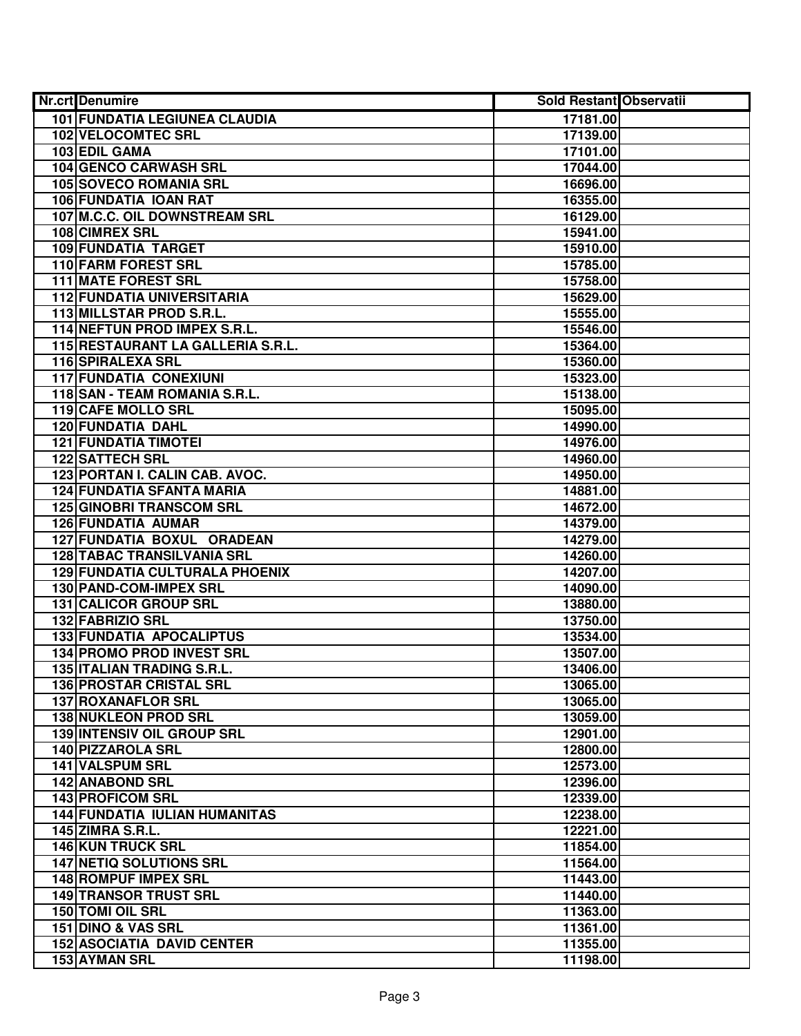| Nr.crt | Denumire | Sold Restant | Observatii |
|---|---|---|---|
| 101 | FUNDATIA LEGIUNEA CLAUDIA | 17181.00 | |
| 102 | VELOCOMTEC SRL | 17139.00 | |
| 103 | EDIL GAMA | 17101.00 | |
| 104 | GENCO CARWASH SRL | 17044.00 | |
| 105 | SOVECO ROMANIA SRL | 16696.00 | |
| 106 | FUNDATIA IOAN RAT | 16355.00 | |
| 107 | M.C.C. OIL DOWNSTREAM SRL | 16129.00 | |
| 108 | CIMREX SRL | 15941.00 | |
| 109 | FUNDATIA TARGET | 15910.00 | |
| 110 | FARM FOREST SRL | 15785.00 | |
| 111 | MATE FOREST SRL | 15758.00 | |
| 112 | FUNDATIA UNIVERSITARIA | 15629.00 | |
| 113 | MILLSTAR PROD S.R.L. | 15555.00 | |
| 114 | NEFTUN PROD IMPEX S.R.L. | 15546.00 | |
| 115 | RESTAURANT LA GALLERIA S.R.L. | 15364.00 | |
| 116 | SPIRALEXA SRL | 15360.00 | |
| 117 | FUNDATIA CONEXIUNI | 15323.00 | |
| 118 | SAN - TEAM ROMANIA S.R.L. | 15138.00 | |
| 119 | CAFE MOLLO SRL | 15095.00 | |
| 120 | FUNDATIA DAHL | 14990.00 | |
| 121 | FUNDATIA TIMOTEI | 14976.00 | |
| 122 | SATTECH SRL | 14960.00 | |
| 123 | PORTAN I. CALIN CAB. AVOC. | 14950.00 | |
| 124 | FUNDATIA SFANTA MARIA | 14881.00 | |
| 125 | GINOBRI TRANSCOM SRL | 14672.00 | |
| 126 | FUNDATIA AUMAR | 14379.00 | |
| 127 | FUNDATIA BOXUL ORADEAN | 14279.00 | |
| 128 | TABAC TRANSILVANIA SRL | 14260.00 | |
| 129 | FUNDATIA CULTURALA PHOENIX | 14207.00 | |
| 130 | PAND-COM-IMPEX SRL | 14090.00 | |
| 131 | CALICOR GROUP SRL | 13880.00 | |
| 132 | FABRIZIO SRL | 13750.00 | |
| 133 | FUNDATIA APOCALIPTUS | 13534.00 | |
| 134 | PROMO PROD INVEST SRL | 13507.00 | |
| 135 | ITALIAN TRADING S.R.L. | 13406.00 | |
| 136 | PROSTAR CRISTAL SRL | 13065.00 | |
| 137 | ROXANAFLOR SRL | 13065.00 | |
| 138 | NUKLEON PROD SRL | 13059.00 | |
| 139 | INTENSIV OIL GROUP SRL | 12901.00 | |
| 140 | PIZZAROLA SRL | 12800.00 | |
| 141 | VALSPUM SRL | 12573.00 | |
| 142 | ANABOND SRL | 12396.00 | |
| 143 | PROFICOM SRL | 12339.00 | |
| 144 | FUNDATIA IULIAN HUMANITAS | 12238.00 | |
| 145 | ZIMRA S.R.L. | 12221.00 | |
| 146 | KUN TRUCK SRL | 11854.00 | |
| 147 | NETIQ SOLUTIONS SRL | 11564.00 | |
| 148 | ROMPUF IMPEX SRL | 11443.00 | |
| 149 | TRANSOR TRUST SRL | 11440.00 | |
| 150 | TOMI OIL SRL | 11363.00 | |
| 151 | DINO & VAS SRL | 11361.00 | |
| 152 | ASOCIATIA DAVID CENTER | 11355.00 | |
| 153 | AYMAN SRL | 11198.00 | |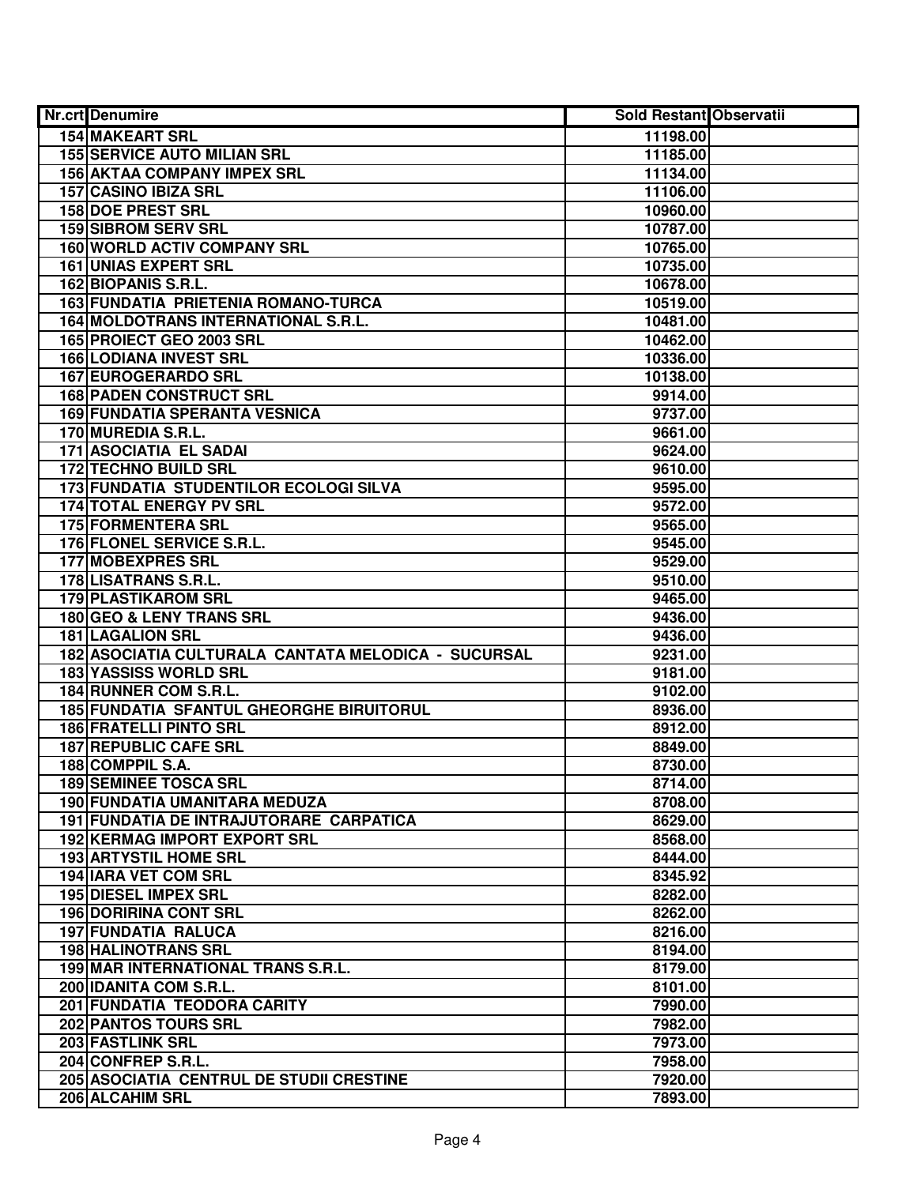| Nr.crt | Denumire | Sold Restant | Observatii |
|---|---|---|---|
| 154 | MAKEART SRL | 11198.00 | |
| 155 | SERVICE AUTO MILIAN SRL | 11185.00 | |
| 156 | AKTAA COMPANY IMPEX SRL | 11134.00 | |
| 157 | CASINO IBIZA SRL | 11106.00 | |
| 158 | DOE PREST SRL | 10960.00 | |
| 159 | SIBROM SERV SRL | 10787.00 | |
| 160 | WORLD ACTIV COMPANY SRL | 10765.00 | |
| 161 | UNIAS EXPERT SRL | 10735.00 | |
| 162 | BIOPANIS S.R.L. | 10678.00 | |
| 163 | FUNDATIA PRIETENIA ROMANO-TURCA | 10519.00 | |
| 164 | MOLDOTRANS INTERNATIONAL S.R.L. | 10481.00 | |
| 165 | PROIECT GEO 2003 SRL | 10462.00 | |
| 166 | LODIANA INVEST SRL | 10336.00 | |
| 167 | EUROGERARDO SRL | 10138.00 | |
| 168 | PADEN CONSTRUCT SRL | 9914.00 | |
| 169 | FUNDATIA SPERANTA VESNICA | 9737.00 | |
| 170 | MUREDIA S.R.L. | 9661.00 | |
| 171 | ASOCIATIA EL SADAI | 9624.00 | |
| 172 | TECHNO BUILD SRL | 9610.00 | |
| 173 | FUNDATIA STUDENTILOR ECOLOGI SILVA | 9595.00 | |
| 174 | TOTAL ENERGY PV SRL | 9572.00 | |
| 175 | FORMENTERA SRL | 9565.00 | |
| 176 | FLONEL SERVICE S.R.L. | 9545.00 | |
| 177 | MOBEXPRES SRL | 9529.00 | |
| 178 | LISATRANS S.R.L. | 9510.00 | |
| 179 | PLASTIKAROM SRL | 9465.00 | |
| 180 | GEO & LENY TRANS SRL | 9436.00 | |
| 181 | LAGALION SRL | 9436.00 | |
| 182 | ASOCIATIA CULTURALA CANTATA MELODICA - SUCURSAL | 9231.00 | |
| 183 | YASSISS WORLD SRL | 9181.00 | |
| 184 | RUNNER COM S.R.L. | 9102.00 | |
| 185 | FUNDATIA SFANTUL GHEORGHE BIRUITORUL | 8936.00 | |
| 186 | FRATELLI PINTO SRL | 8912.00 | |
| 187 | REPUBLIC CAFE SRL | 8849.00 | |
| 188 | COMPPIL S.A. | 8730.00 | |
| 189 | SEMINEE TOSCA SRL | 8714.00 | |
| 190 | FUNDATIA UMANITARA MEDUZA | 8708.00 | |
| 191 | FUNDATIA DE INTRAJUTORARE CARPATICA | 8629.00 | |
| 192 | KERMAG IMPORT EXPORT SRL | 8568.00 | |
| 193 | ARTYSTIL HOME SRL | 8444.00 | |
| 194 | IARA VET COM SRL | 8345.92 | |
| 195 | DIESEL IMPEX SRL | 8282.00 | |
| 196 | DORIRINA CONT SRL | 8262.00 | |
| 197 | FUNDATIA RALUCA | 8216.00 | |
| 198 | HALINOTRANS SRL | 8194.00 | |
| 199 | MAR INTERNATIONAL TRANS S.R.L. | 8179.00 | |
| 200 | IDANITA COM S.R.L. | 8101.00 | |
| 201 | FUNDATIA TEODORA CARITY | 7990.00 | |
| 202 | PANTOS TOURS SRL | 7982.00 | |
| 203 | FASTLINK SRL | 7973.00 | |
| 204 | CONFREP S.R.L. | 7958.00 | |
| 205 | ASOCIATIA CENTRUL DE STUDII CRESTINE | 7920.00 | |
| 206 | ALCAHIM SRL | 7893.00 | |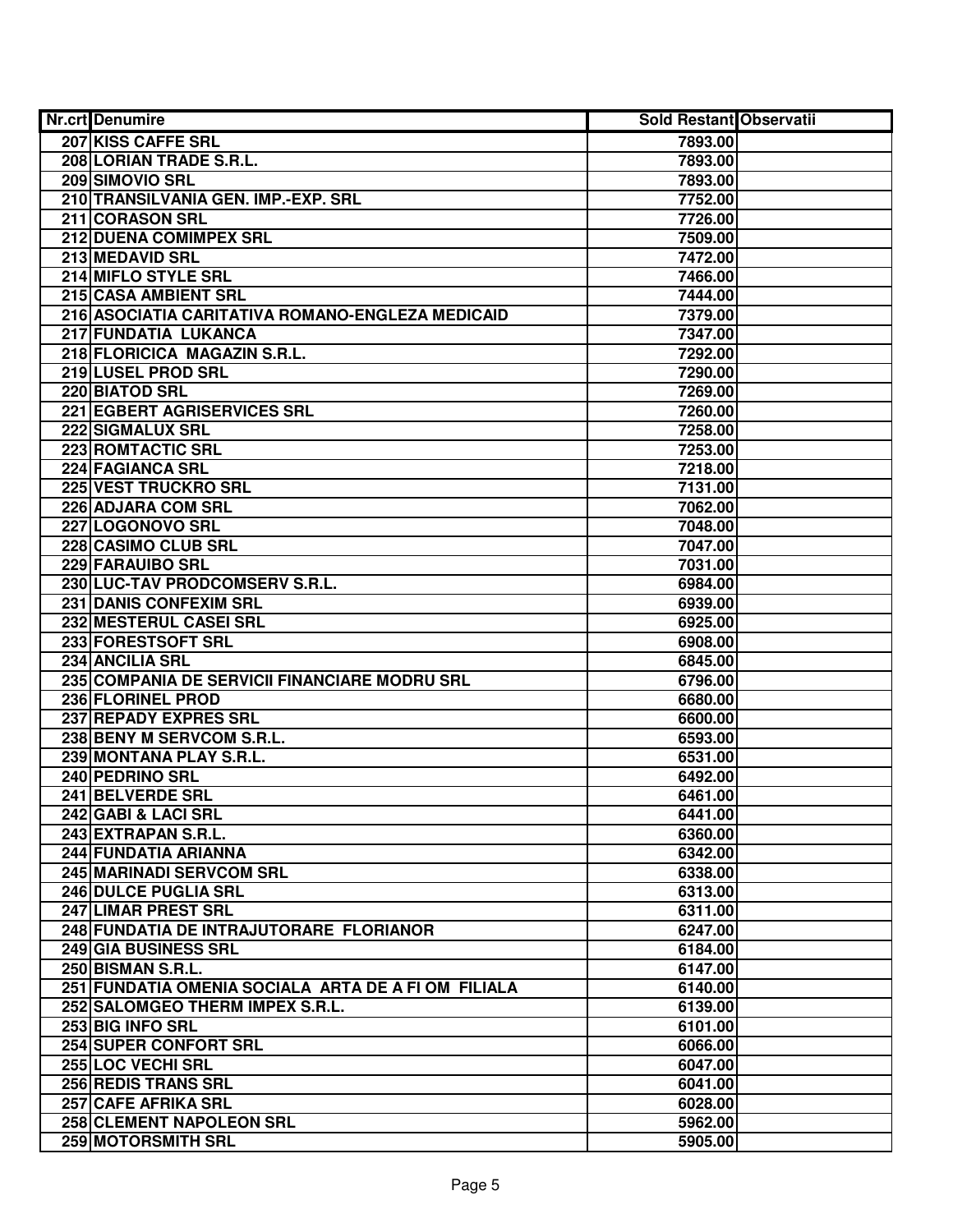| Nr.crt | Denumire | Sold Restant | Observatii |
|---|---|---|---|
| 207 | KISS CAFFE SRL | 7893.00 | |
| 208 | LORIAN TRADE S.R.L. | 7893.00 | |
| 209 | SIMOVIO SRL | 7893.00 | |
| 210 | TRANSILVANIA GEN. IMP.-EXP. SRL | 7752.00 | |
| 211 | CORASON SRL | 7726.00 | |
| 212 | DUENA COMIMPEX SRL | 7509.00 | |
| 213 | MEDAVID SRL | 7472.00 | |
| 214 | MIFLO STYLE SRL | 7466.00 | |
| 215 | CASA AMBIENT SRL | 7444.00 | |
| 216 | ASOCIATIA CARITATIVA ROMANO-ENGLEZA MEDICAID | 7379.00 | |
| 217 | FUNDATIA LUKANCA | 7347.00 | |
| 218 | FLORICICA MAGAZIN S.R.L. | 7292.00 | |
| 219 | LUSEL PROD SRL | 7290.00 | |
| 220 | BIATOD SRL | 7269.00 | |
| 221 | EGBERT AGRISERVICES SRL | 7260.00 | |
| 222 | SIGMALUX SRL | 7258.00 | |
| 223 | ROMTACTIC SRL | 7253.00 | |
| 224 | FAGIANCA SRL | 7218.00 | |
| 225 | VEST TRUCKRO SRL | 7131.00 | |
| 226 | ADJARA COM SRL | 7062.00 | |
| 227 | LOGONOVO SRL | 7048.00 | |
| 228 | CASIMO CLUB SRL | 7047.00 | |
| 229 | FARAUIBO SRL | 7031.00 | |
| 230 | LUC-TAV PRODCOMSERV S.R.L. | 6984.00 | |
| 231 | DANIS CONFEXIM SRL | 6939.00 | |
| 232 | MESTERUL CASEI SRL | 6925.00 | |
| 233 | FORESTSOFT SRL | 6908.00 | |
| 234 | ANCILIA SRL | 6845.00 | |
| 235 | COMPANIA DE SERVICII FINANCIARE MODRU SRL | 6796.00 | |
| 236 | FLORINEL PROD | 6680.00 | |
| 237 | REPADY EXPRES SRL | 6600.00 | |
| 238 | BENY M SERVCOM S.R.L. | 6593.00 | |
| 239 | MONTANA PLAY S.R.L. | 6531.00 | |
| 240 | PEDRINO SRL | 6492.00 | |
| 241 | BELVERDE SRL | 6461.00 | |
| 242 | GABI & LACI SRL | 6441.00 | |
| 243 | EXTRAPAN S.R.L. | 6360.00 | |
| 244 | FUNDATIA ARIANNA | 6342.00 | |
| 245 | MARINADI SERVCOM SRL | 6338.00 | |
| 246 | DULCE PUGLIA SRL | 6313.00 | |
| 247 | LIMAR PREST SRL | 6311.00 | |
| 248 | FUNDATIA DE INTRAJUTORARE FLORIANOR | 6247.00 | |
| 249 | GIA BUSINESS SRL | 6184.00 | |
| 250 | BISMAN S.R.L. | 6147.00 | |
| 251 | FUNDATIA OMENIA SOCIALA ARTA DE A FI OM FILIALA | 6140.00 | |
| 252 | SALOMGEO THERM IMPEX S.R.L. | 6139.00 | |
| 253 | BIG INFO SRL | 6101.00 | |
| 254 | SUPER CONFORT SRL | 6066.00 | |
| 255 | LOC VECHI SRL | 6047.00 | |
| 256 | REDIS TRANS SRL | 6041.00 | |
| 257 | CAFE AFRIKA SRL | 6028.00 | |
| 258 | CLEMENT NAPOLEON SRL | 5962.00 | |
| 259 | MOTORSMITH SRL | 5905.00 | |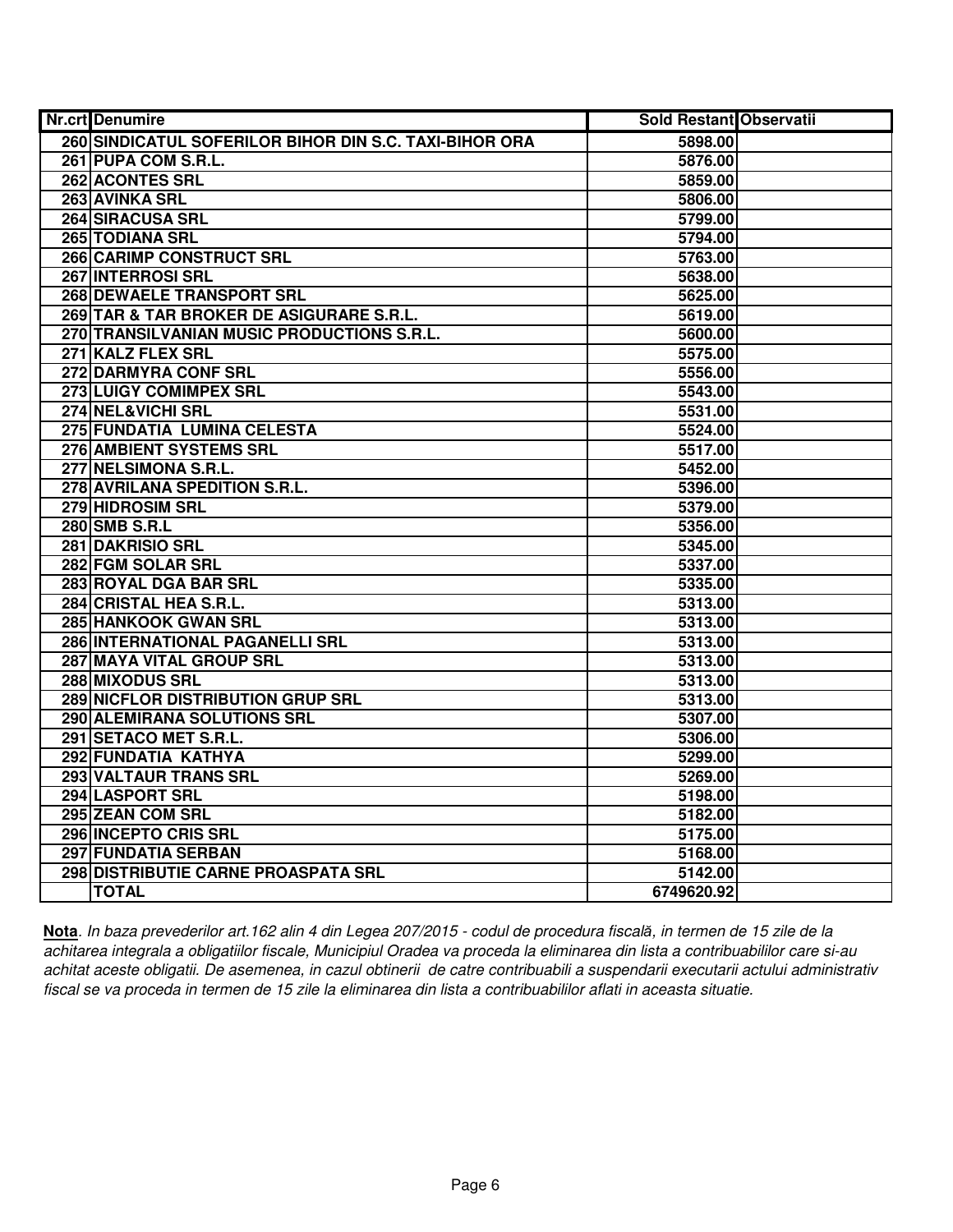| Nr.crt | Denumire | Sold Restant | Observatii |
|---|---|---|---|
| 260 | SINDICATUL SOFERILOR BIHOR DIN S.C. TAXI-BIHOR ORA | 5898.00 | |
| 261 | PUPA COM S.R.L. | 5876.00 | |
| 262 | ACONTES SRL | 5859.00 | |
| 263 | AVINKA SRL | 5806.00 | |
| 264 | SIRACUSA SRL | 5799.00 | |
| 265 | TODIANA SRL | 5794.00 | |
| 266 | CARIMP CONSTRUCT SRL | 5763.00 | |
| 267 | INTERROSI SRL | 5638.00 | |
| 268 | DEWAELE TRANSPORT SRL | 5625.00 | |
| 269 | TAR & TAR BROKER DE ASIGURARE S.R.L. | 5619.00 | |
| 270 | TRANSILVANIAN MUSIC PRODUCTIONS S.R.L. | 5600.00 | |
| 271 | KALZ FLEX SRL | 5575.00 | |
| 272 | DARMYRA CONF SRL | 5556.00 | |
| 273 | LUIGY COMIMPEX SRL | 5543.00 | |
| 274 | NEL&VICHI SRL | 5531.00 | |
| 275 | FUNDATIA LUMINA CELESTA | 5524.00 | |
| 276 | AMBIENT SYSTEMS SRL | 5517.00 | |
| 277 | NELSIMONA S.R.L. | 5452.00 | |
| 278 | AVRILANA SPEDITION S.R.L. | 5396.00 | |
| 279 | HIDROSIM SRL | 5379.00 | |
| 280 | SMB S.R.L | 5356.00 | |
| 281 | DAKRISIO SRL | 5345.00 | |
| 282 | FGM SOLAR SRL | 5337.00 | |
| 283 | ROYAL DGA BAR SRL | 5335.00 | |
| 284 | CRISTAL HEA S.R.L. | 5313.00 | |
| 285 | HANKOOK GWAN SRL | 5313.00 | |
| 286 | INTERNATIONAL PAGANELLI SRL | 5313.00 | |
| 287 | MAYA VITAL GROUP SRL | 5313.00 | |
| 288 | MIXODUS SRL | 5313.00 | |
| 289 | NICFLOR DISTRIBUTION GRUP SRL | 5313.00 | |
| 290 | ALEMIRANA SOLUTIONS SRL | 5307.00 | |
| 291 | SETACO MET S.R.L. | 5306.00 | |
| 292 | FUNDATIA KATHYA | 5299.00 | |
| 293 | VALTAUR TRANS SRL | 5269.00 | |
| 294 | LASPORT SRL | 5198.00 | |
| 295 | ZEAN COM SRL | 5182.00 | |
| 296 | INCEPTO CRIS SRL | 5175.00 | |
| 297 | FUNDATIA SERBAN | 5168.00 | |
| 298 | DISTRIBUTIE CARNE PROASPATA SRL | 5142.00 | |
| | TOTAL | 6749620.92 | |

**Nota**. *In baza prevederilor art.162 alin 4 din Legea 207/2015 - codul de procedura fiscală, in termen de 15 zile de la achitarea integrala a obligatiilor fiscale, Municipiul Oradea va proceda la eliminarea din lista a contribuabililor care si-au achitat aceste obligatii. De asemenea, in cazul obtinerii de catre contribuabili a suspendarii executarii actului administrativ fiscal se va proceda in termen de 15 zile la eliminarea din lista a contribuabililor aflati in aceasta situatie.*